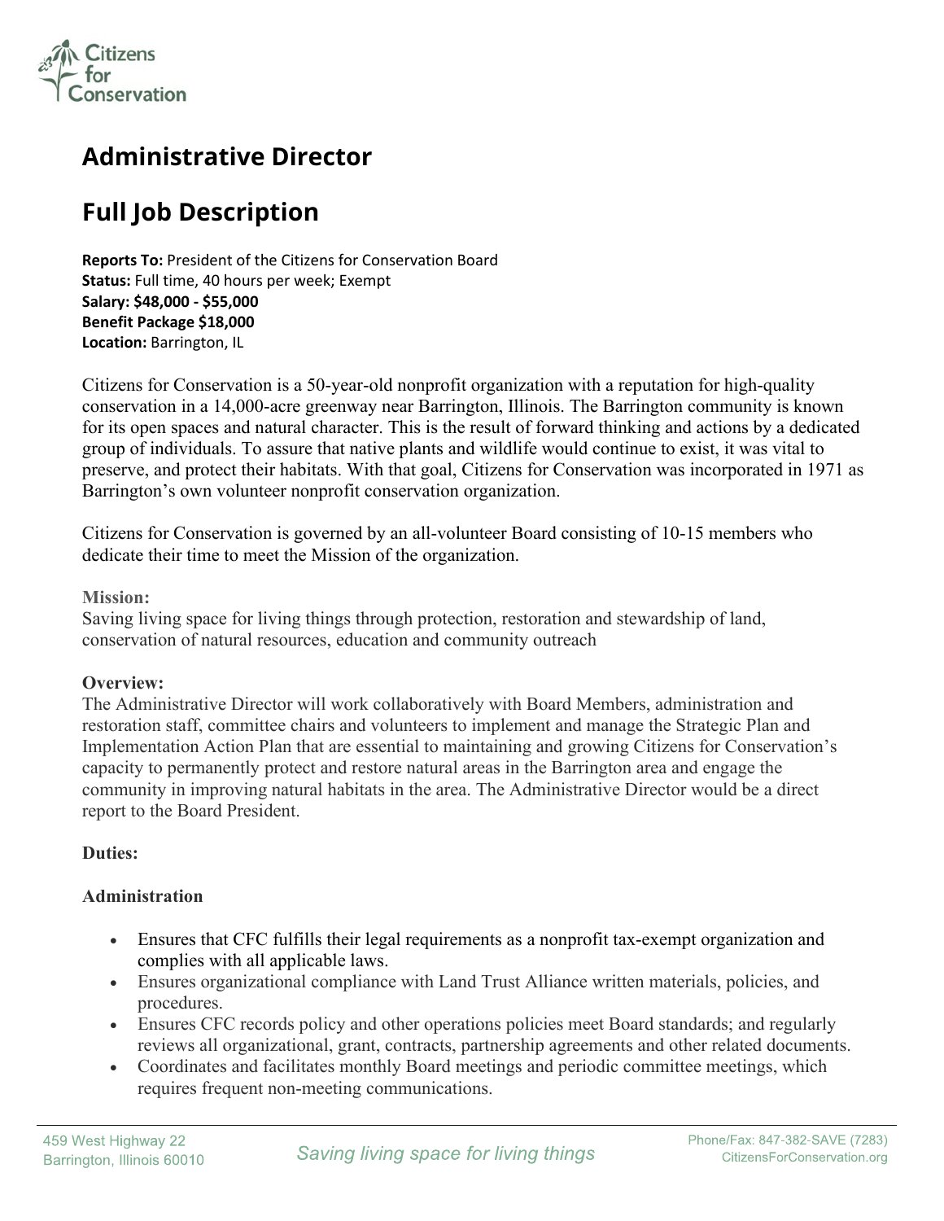Citizens for Conservation

# Administrative Director

# Full Job Description

**Reports To:** President of the Citizens for Conservation Board
**Status:** Full time, 40 hours per week; Exempt
**Salary: $48,000 - $55,000**
**Benefit Package $18,000**
**Location:** Barrington, IL

Citizens for Conservation is a 50-year-old nonprofit organization with a reputation for high-quality conservation in a 14,000-acre greenway near Barrington, Illinois. The Barrington community is known for its open spaces and natural character. This is the result of forward thinking and actions by a dedicated group of individuals. To assure that native plants and wildlife would continue to exist, it was vital to preserve, and protect their habitats. With that goal, Citizens for Conservation was incorporated in 1971 as Barrington's own volunteer nonprofit conservation organization.

Citizens for Conservation is governed by an all-volunteer Board consisting of 10-15 members who dedicate their time to meet the Mission of the organization.

**Mission:**
Saving living space for living things through protection, restoration and stewardship of land, conservation of natural resources, education and community outreach

**Overview:**
The Administrative Director will work collaboratively with Board Members, administration and restoration staff, committee chairs and volunteers to implement and manage the Strategic Plan and Implementation Action Plan that are essential to maintaining and growing Citizens for Conservation's capacity to permanently protect and restore natural areas in the Barrington area and engage the community in improving natural habitats in the area. The Administrative Director would be a direct report to the Board President.

**Duties:**

**Administration**

- Ensures that CFC fulfills their legal requirements as a nonprofit tax-exempt organization and complies with all applicable laws.
- Ensures organizational compliance with Land Trust Alliance written materials, policies, and procedures.
- Ensures CFC records policy and other operations policies meet Board standards; and regularly reviews all organizational, grant, contracts, partnership agreements and other related documents.
- Coordinates and facilitates monthly Board meetings and periodic committee meetings, which requires frequent non-meeting communications.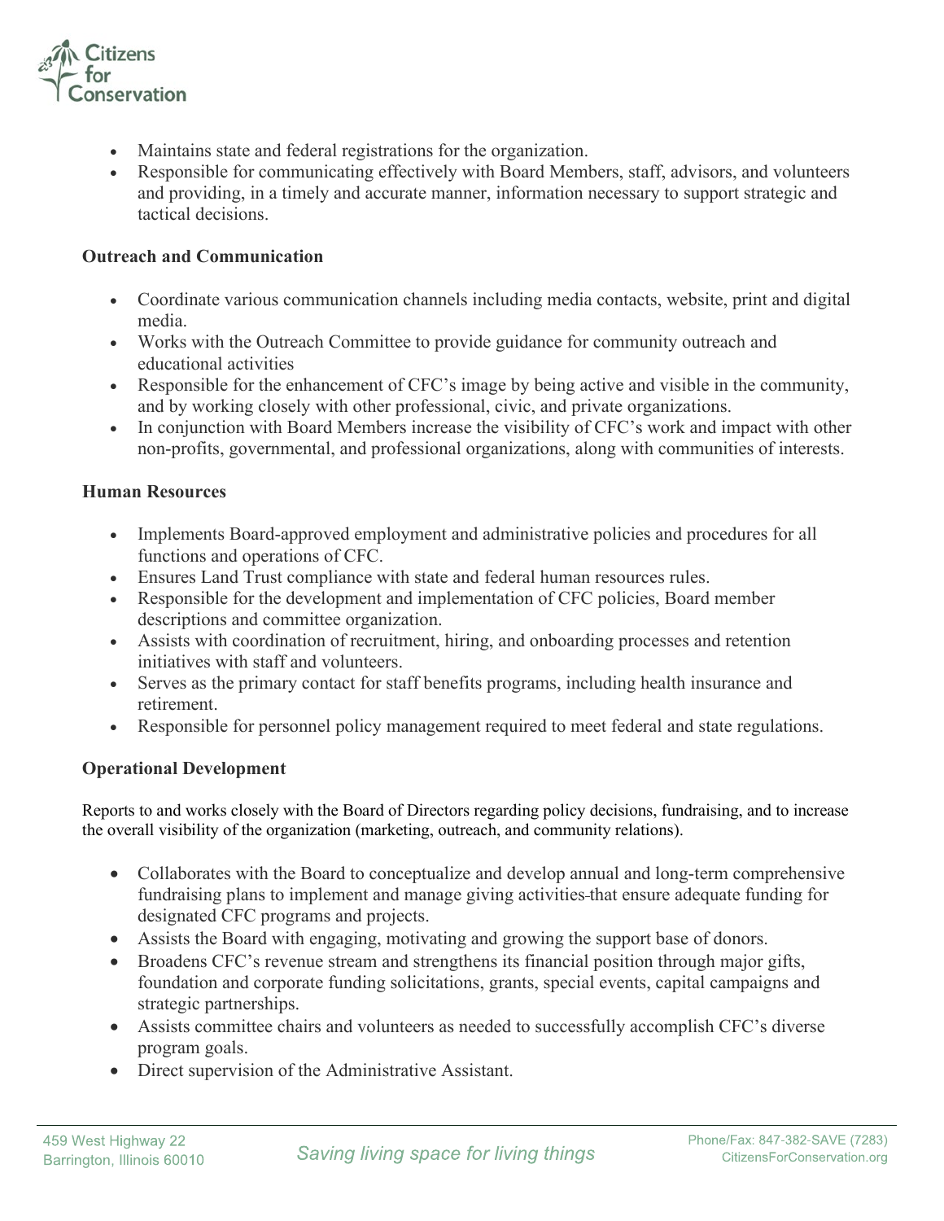- Maintains state and federal registrations for the organization.
- Responsible for communicating effectively with Board Members, staff, advisors, and volunteers and providing, in a timely and accurate manner, information necessary to support strategic and tactical decisions.

**Outreach and Communication**

- Coordinate various communication channels including media contacts, website, print and digital media.
- Works with the Outreach Committee to provide guidance for community outreach and educational activities
- Responsible for the enhancement of CFC's image by being active and visible in the community, and by working closely with other professional, civic, and private organizations.
- In conjunction with Board Members increase the visibility of CFC's work and impact with other non-profits, governmental, and professional organizations, along with communities of interests.

**Human Resources**

- Implements Board-approved employment and administrative policies and procedures for all functions and operations of CFC.
- Ensures Land Trust compliance with state and federal human resources rules.
- Responsible for the development and implementation of CFC policies, Board member descriptions and committee organization.
- Assists with coordination of recruitment, hiring, and onboarding processes and retention initiatives with staff and volunteers.
- Serves as the primary contact for staff benefits programs, including health insurance and retirement.
- Responsible for personnel policy management required to meet federal and state regulations.

**Operational Development**

Reports to and works closely with the Board of Directors regarding policy decisions, fundraising, and to increase the overall visibility of the organization (marketing, outreach, and community relations).

- Collaborates with the Board to conceptualize and develop annual and long-term comprehensive fundraising plans to implement and manage giving activities that ensure adequate funding for designated CFC programs and projects.
- Assists the Board with engaging, motivating and growing the support base of donors.
- Broadens CFC's revenue stream and strengthens its financial position through major gifts, foundation and corporate funding solicitations, grants, special events, capital campaigns and strategic partnerships.
- Assists committee chairs and volunteers as needed to successfully accomplish CFC's diverse program goals.
- Direct supervision of the Administrative Assistant.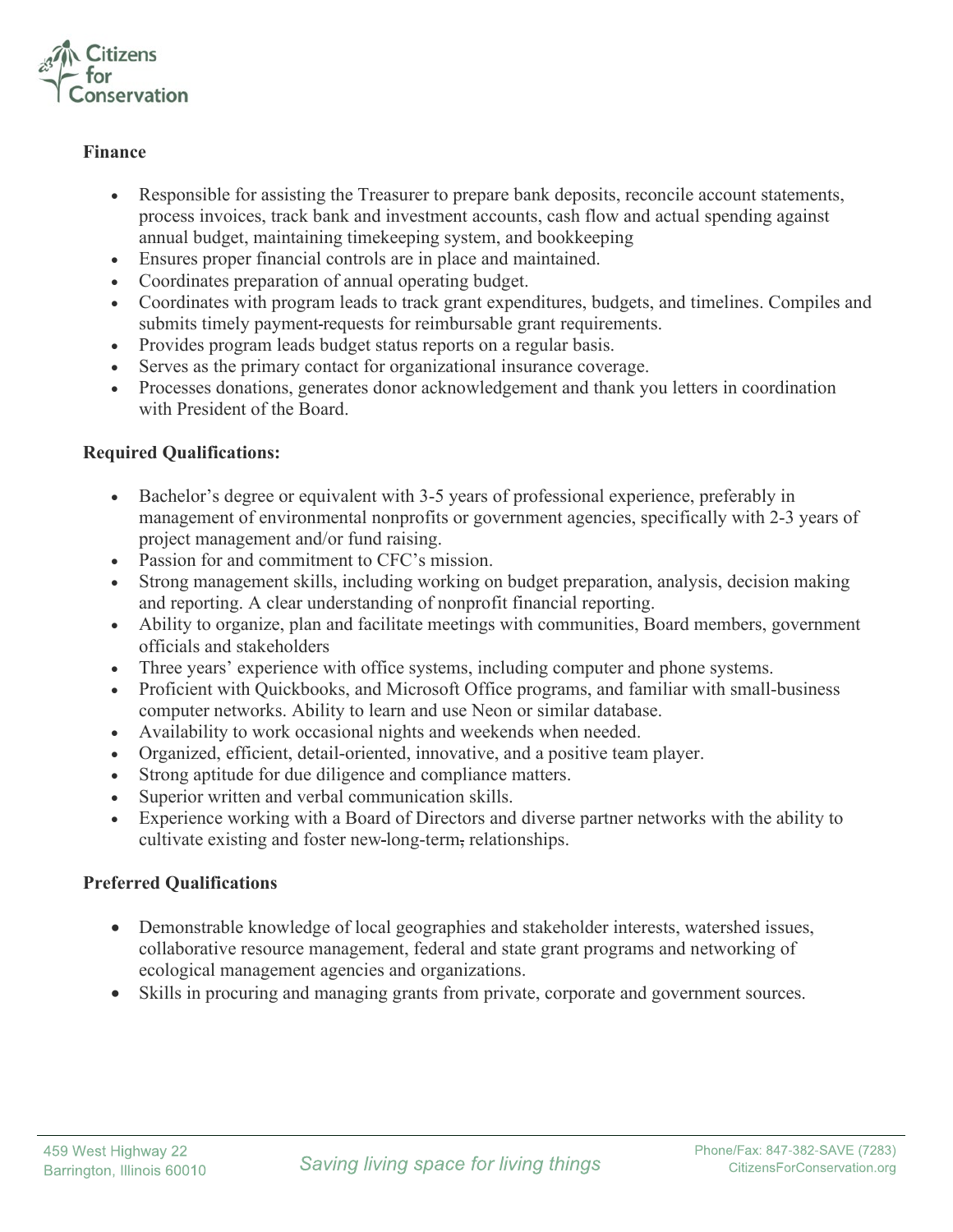**Finance**

- Responsible for assisting the Treasurer to prepare bank deposits, reconcile account statements, process invoices, track bank and investment accounts, cash flow and actual spending against annual budget, maintaining timekeeping system, and bookkeeping
- Ensures proper financial controls are in place and maintained.
- Coordinates preparation of annual operating budget.
- Coordinates with program leads to track grant expenditures, budgets, and timelines. Compiles and submits timely payment-requests for reimbursable grant requirements.
- Provides program leads budget status reports on a regular basis.
- Serves as the primary contact for organizational insurance coverage.
- Processes donations, generates donor acknowledgement and thank you letters in coordination with President of the Board.

**Required Qualifications:**

- Bachelor's degree or equivalent with 3-5 years of professional experience, preferably in management of environmental nonprofits or government agencies, specifically with 2-3 years of project management and/or fund raising.
- Passion for and commitment to CFC's mission.
- Strong management skills, including working on budget preparation, analysis, decision making and reporting. A clear understanding of nonprofit financial reporting.
- Ability to organize, plan and facilitate meetings with communities, Board members, government officials and stakeholders
- Three years' experience with office systems, including computer and phone systems.
- Proficient with Quickbooks, and Microsoft Office programs, and familiar with small-business computer networks. Ability to learn and use Neon or similar database.
- Availability to work occasional nights and weekends when needed.
- Organized, efficient, detail-oriented, innovative, and a positive team player.
- Strong aptitude for due diligence and compliance matters.
- Superior written and verbal communication skills.
- Experience working with a Board of Directors and diverse partner networks with the ability to cultivate existing and foster new-long-term, relationships.

**Preferred Qualifications**

- Demonstrable knowledge of local geographies and stakeholder interests, watershed issues, collaborative resource management, federal and state grant programs and networking of ecological management agencies and organizations.
- Skills in procuring and managing grants from private, corporate and government sources.